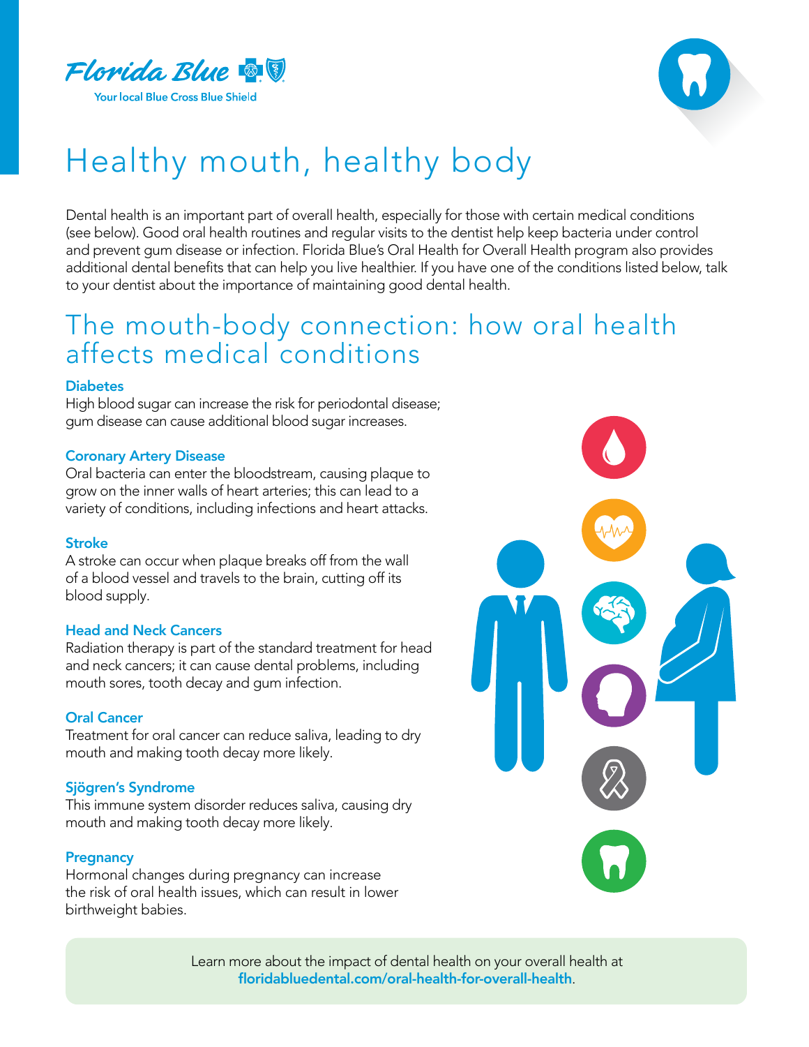Florida Blue

Your local Blue Cross Blue Shield

# Healthy mouth, healthy body

Dental health is an important part of overall health, especially for those with certain medical conditions (see below). Good oral health routines and regular visits to the dentist help keep bacteria under control and prevent gum disease or infection. Florida Blue's Oral Health for Overall Health program also provides additional dental benefits that can help you live healthier. If you have one of the conditions listed below, talk to your dentist about the importance of maintaining good dental health.

## The mouth-body connection: how oral health affects medical conditions

### Diabetes

High blood sugar can increase the risk for periodontal disease; gum disease can cause additional blood sugar increases.

### Coronary Artery Disease

Oral bacteria can enter the bloodstream, causing plaque to grow on the inner walls of heart arteries; this can lead to a variety of conditions, including infections and heart attacks.

### Stroke

A stroke can occur when plaque breaks off from the wall of a blood vessel and travels to the brain, cutting off its blood supply.

### Head and Neck Cancers

Radiation therapy is part of the standard treatment for head and neck cancers; it can cause dental problems, including mouth sores, tooth decay and gum infection.

### Oral Cancer

Treatment for oral cancer can reduce saliva, leading to dry mouth and making tooth decay more likely.

### Sjögren's Syndrome

This immune system disorder reduces saliva, causing dry mouth and making tooth decay more likely.

### Pregnancy

Hormonal changes during pregnancy can increase the risk of oral health issues, which can result in lower birthweight babies.

Learn more about the impact of dental health on your overall health at **floridabluedental.com/oral-health-for-overall-health**.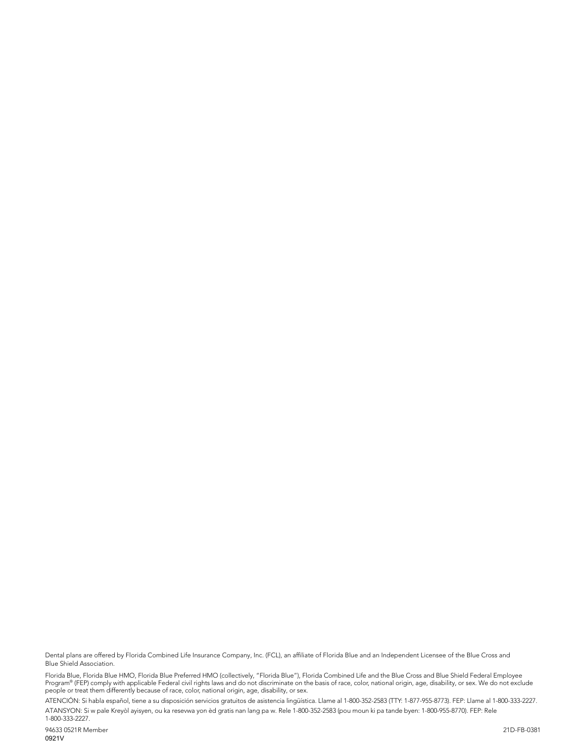Dental plans are offered by Florida Combined Life Insurance Company, Inc. (FCL), an affiliate of Florida Blue and an Independent Licensee of the Blue Cross and Blue Shield Association.

Florida Blue, Florida Blue HMO, Florida Blue Preferred HMO (collectively, "Florida Blue"), Florida Combined Life and the Blue Cross and Blue Shield Federal Employee Program® (FEP) comply with applicable Federal civil rights laws and do not discriminate on the basis of race, color, national origin, age, disability, or sex. We do not exclude people or treat them differently because of race, color, national origin, age, disability, or sex.

ATENCIÓN: Si habla español, tiene a su disposición servicios gratuitos de asistencia lingüística. Llame al 1-800-352-2583 (TTY: 1-877-955-8773). FEP: Llame al 1-800-333-2227.

ATANSYON: Si w pale Kreyòl ayisyen, ou ka resevwa yon èd gratis nan lang pa w. Rele 1-800-352-2583 (pou moun ki pa tande byen: 1-800-955-8770). FEP: Rele 1-800-333-2227.

94633 0521R Member
0921V

21D-FB-0381